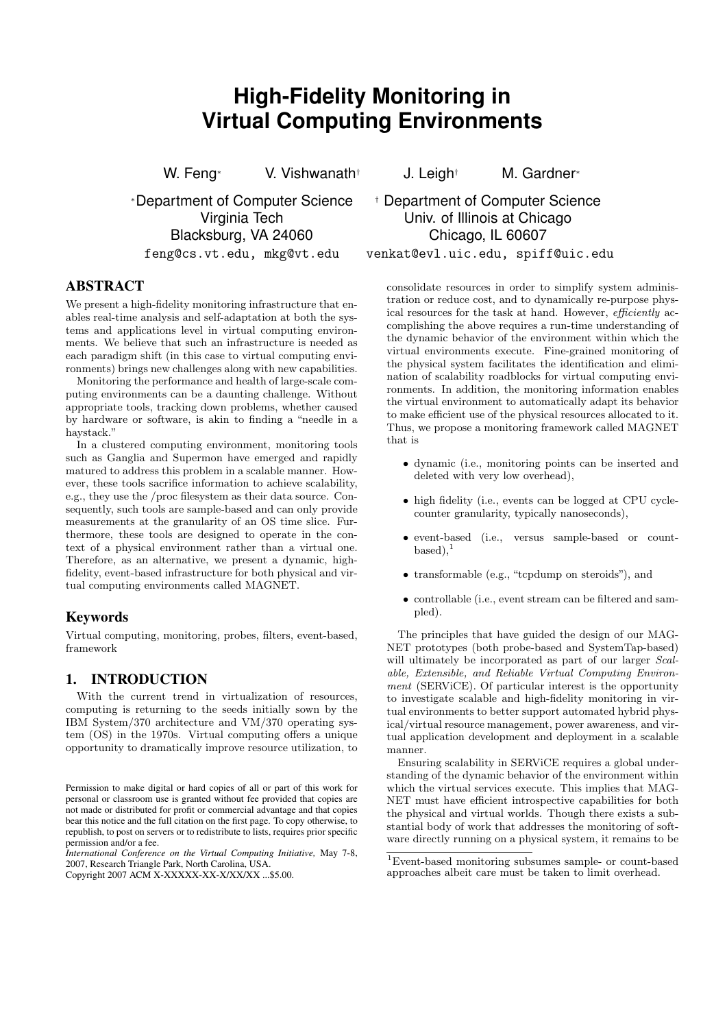# High-Fidelity Monitoring in Virtual Computing Environments

W. Feng* V. Vishwanath† J. Leigh† M. Gardner*

*Department of Computer Science
Virginia Tech
Blacksburg, VA 24060
feng@cs.vt.edu, mkg@vt.edu

† Department of Computer Science
Univ. of Illinois at Chicago
Chicago, IL 60607
venkat@evl.uic.edu, spiff@uic.edu

## ABSTRACT

We present a high-fidelity monitoring infrastructure that enables real-time analysis and self-adaptation at both the systems and applications level in virtual computing environments. We believe that such an infrastructure is needed as each paradigm shift (in this case to virtual computing environments) brings new challenges along with new capabilities.

Monitoring the performance and health of large-scale computing environments can be a daunting challenge. Without appropriate tools, tracking down problems, whether caused by hardware or software, is akin to finding a "needle in a haystack."

In a clustered computing environment, monitoring tools such as Ganglia and Supermon have emerged and rapidly matured to address this problem in a scalable manner. However, these tools sacrifice information to achieve scalability, e.g., they use the /proc filesystem as their data source. Consequently, such tools are sample-based and can only provide measurements at the granularity of an OS time slice. Furthermore, these tools are designed to operate in the context of a physical environment rather than a virtual one. Therefore, as an alternative, we present a dynamic, high-fidelity, event-based infrastructure for both physical and virtual computing environments called MAGNET.

### Keywords

Virtual computing, monitoring, probes, filters, event-based, framework

## 1. INTRODUCTION

With the current trend in virtualization of resources, computing is returning to the seeds initially sown by the IBM System/370 architecture and VM/370 operating system (OS) in the 1970s. Virtual computing offers a unique opportunity to dramatically improve resource utilization, to consolidate resources in order to simplify system administration or reduce cost, and to dynamically re-purpose physical resources for the task at hand. However, *efficiently* accomplishing the above requires a run-time understanding of the dynamic behavior of the environment within which the virtual environments execute. Fine-grained monitoring of the physical system facilitates the identification and elimination of scalability roadblocks for virtual computing environments. In addition, the monitoring information enables the virtual environment to automatically adapt its behavior to make efficient use of the physical resources allocated to it. Thus, we propose a monitoring framework called MAGNET that is

- dynamic (i.e., monitoring points can be inserted and deleted with very low overhead),
- high fidelity (i.e., events can be logged at CPU cycle-counter granularity, typically nanoseconds),
- event-based (i.e., versus sample-based or count-based),[1]
- transformable (e.g., "tcpdump on steroids"), and
- controllable (i.e., event stream can be filtered and sampled).

The principles that have guided the design of our MAGNET prototypes (both probe-based and SystemTap-based) will ultimately be incorporated as part of our larger *Scalable, Extensible, and Reliable Virtual Computing Environment* (SERViCE). Of particular interest is the opportunity to investigate scalable and high-fidelity monitoring in virtual environments to better support automated hybrid physical/virtual resource management, power awareness, and virtual application development and deployment in a scalable manner.

Ensuring scalability in SERViCE requires a global understanding of the dynamic behavior of the environment within which the virtual services execute. This implies that MAGNET must have efficient introspective capabilities for both the physical and virtual worlds. Though there exists a substantial body of work that addresses the monitoring of software directly running on a physical system, it remains to be

[1]Event-based monitoring subsumes sample- or count-based approaches albeit care must be taken to limit overhead.

Permission to make digital or hard copies of all or part of this work for personal or classroom use is granted without fee provided that copies are not made or distributed for profit or commercial advantage and that copies bear this notice and the full citation on the first page. To copy otherwise, to republish, to post on servers or to redistribute to lists, requires prior specific permission and/or a fee.
*International Conference on the Virtual Computing Initiative,* May 7-8, 2007, Research Triangle Park, North Carolina, USA.
Copyright 2007 ACM X-XXXXX-XX-X/XX/XX ...$5.00.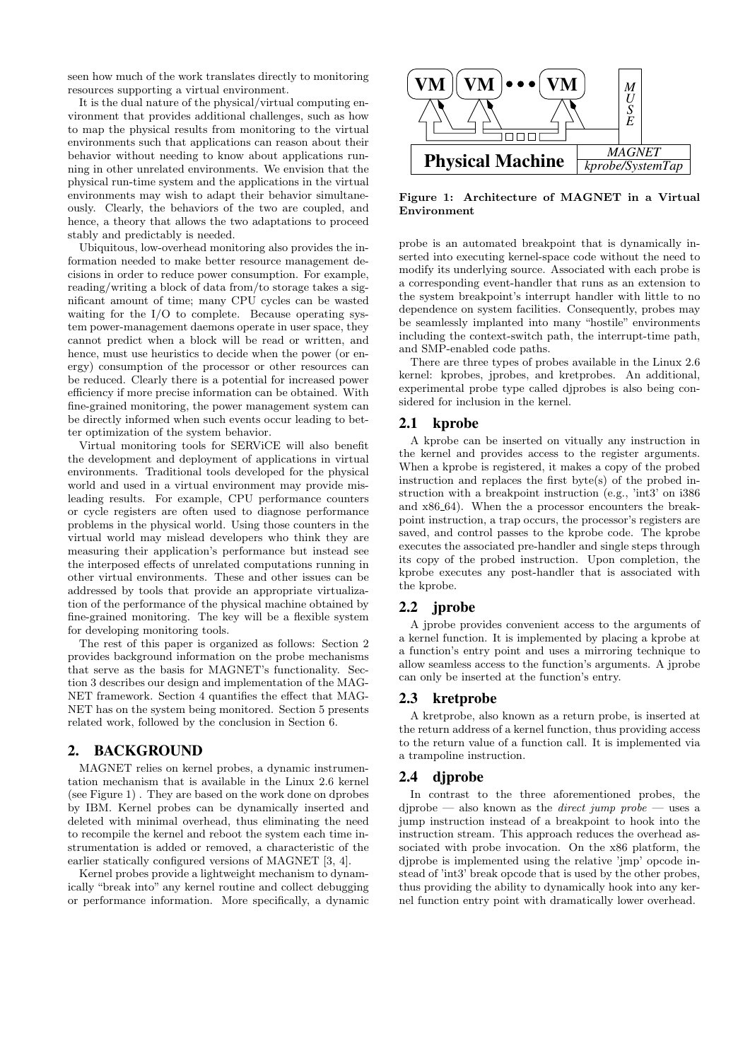seen how much of the work translates directly to monitoring resources supporting a virtual environment.

It is the dual nature of the physical/virtual computing environment that provides additional challenges, such as how to map the physical results from monitoring to the virtual environments such that applications can reason about their behavior without needing to know about applications running in other unrelated environments. We envision that the physical run-time system and the applications in the virtual environments may wish to adapt their behavior simultaneously. Clearly, the behaviors of the two are coupled, and hence, a theory that allows the two adaptations to proceed stably and predictably is needed.

Ubiquitous, low-overhead monitoring also provides the information needed to make better resource management decisions in order to reduce power consumption. For example, reading/writing a block of data from/to storage takes a significant amount of time; many CPU cycles can be wasted waiting for the I/O to complete. Because operating system power-management daemons operate in user space, they cannot predict when a block will be read or written, and hence, must use heuristics to decide when the power (or energy) consumption of the processor or other resources can be reduced. Clearly there is a potential for increased power efficiency if more precise information can be obtained. With fine-grained monitoring, the power management system can be directly informed when such events occur leading to better optimization of the system behavior.

Virtual monitoring tools for SERViCE will also benefit the development and deployment of applications in virtual environments. Traditional tools developed for the physical world and used in a virtual environment may provide misleading results. For example, CPU performance counters or cycle registers are often used to diagnose performance problems in the physical world. Using those counters in the virtual world may mislead developers who think they are measuring their application's performance but instead see the interposed effects of unrelated computations running in other virtual environments. These and other issues can be addressed by tools that provide an appropriate virtualization of the performance of the physical machine obtained by fine-grained monitoring. The key will be a flexible system for developing monitoring tools.

The rest of this paper is organized as follows: Section 2 provides background information on the probe mechanisms that serve as the basis for MAGNET's functionality. Section 3 describes our design and implementation of the MAGNET framework. Section 4 quantifies the effect that MAGNET has on the system being monitored. Section 5 presents related work, followed by the conclusion in Section 6.

## 2. BACKGROUND

MAGNET relies on kernel probes, a dynamic instrumentation mechanism that is available in the Linux 2.6 kernel (see Figure 1) . They are based on the work done on dprobes by IBM. Kernel probes can be dynamically inserted and deleted with minimal overhead, thus eliminating the need to recompile the kernel and reboot the system each time instrumentation is added or removed, a characteristic of the earlier statically configured versions of MAGNET [3, 4].

Kernel probes provide a lightweight mechanism to dynamically "break into" any kernel routine and collect debugging or performance information. More specifically, a dynamic probe is an automated breakpoint that is dynamically inserted into executing kernel-space code without the need to modify its underlying source. Associated with each probe is a corresponding event-handler that runs as an extension to the system breakpoint's interrupt handler with little to no dependence on system facilities. Consequently, probes may be seamlessly implanted into many "hostile" environments including the context-switch path, the interrupt-time path, and SMP-enabled code paths.

**Figure 1: Architecture of MAGNET in a Virtual Environment**

There are three types of probes available in the Linux 2.6 kernel: kprobes, jprobes, and kretprobes. An additional, experimental probe type called djprobes is also being considered for inclusion in the kernel.

### 2.1 kprobe

A kprobe can be inserted on vitually any instruction in the kernel and provides access to the register arguments. When a kprobe is registered, it makes a copy of the probed instruction and replaces the first byte(s) of the probed instruction with a breakpoint instruction (e.g., 'int3' on i386 and x86_64). When the a processor encounters the breakpoint instruction, a trap occurs, the processor's registers are saved, and control passes to the kprobe code. The kprobe executes the associated pre-handler and single steps through its copy of the probed instruction. Upon completion, the kprobe executes any post-handler that is associated with the kprobe.

### 2.2 jprobe

A jprobe provides convenient access to the arguments of a kernel function. It is implemented by placing a kprobe at a function's entry point and uses a mirroring technique to allow seamless access to the function's arguments. A jprobe can only be inserted at the function's entry.

### 2.3 kretprobe

A kretprobe, also known as a return probe, is inserted at the return address of a kernel function, thus providing access to the return value of a function call. It is implemented via a trampoline instruction.

### 2.4 djprobe

In contrast to the three aforementioned probes, the djprobe — also known as the *direct jump probe* — uses a jump instruction instead of a breakpoint to hook into the instruction stream. This approach reduces the overhead associated with probe invocation. On the x86 platform, the djprobe is implemented using the relative 'jmp' opcode instead of 'int3' break opcode that is used by the other probes, thus providing the ability to dynamically hook into any kernel function entry point with dramatically lower overhead.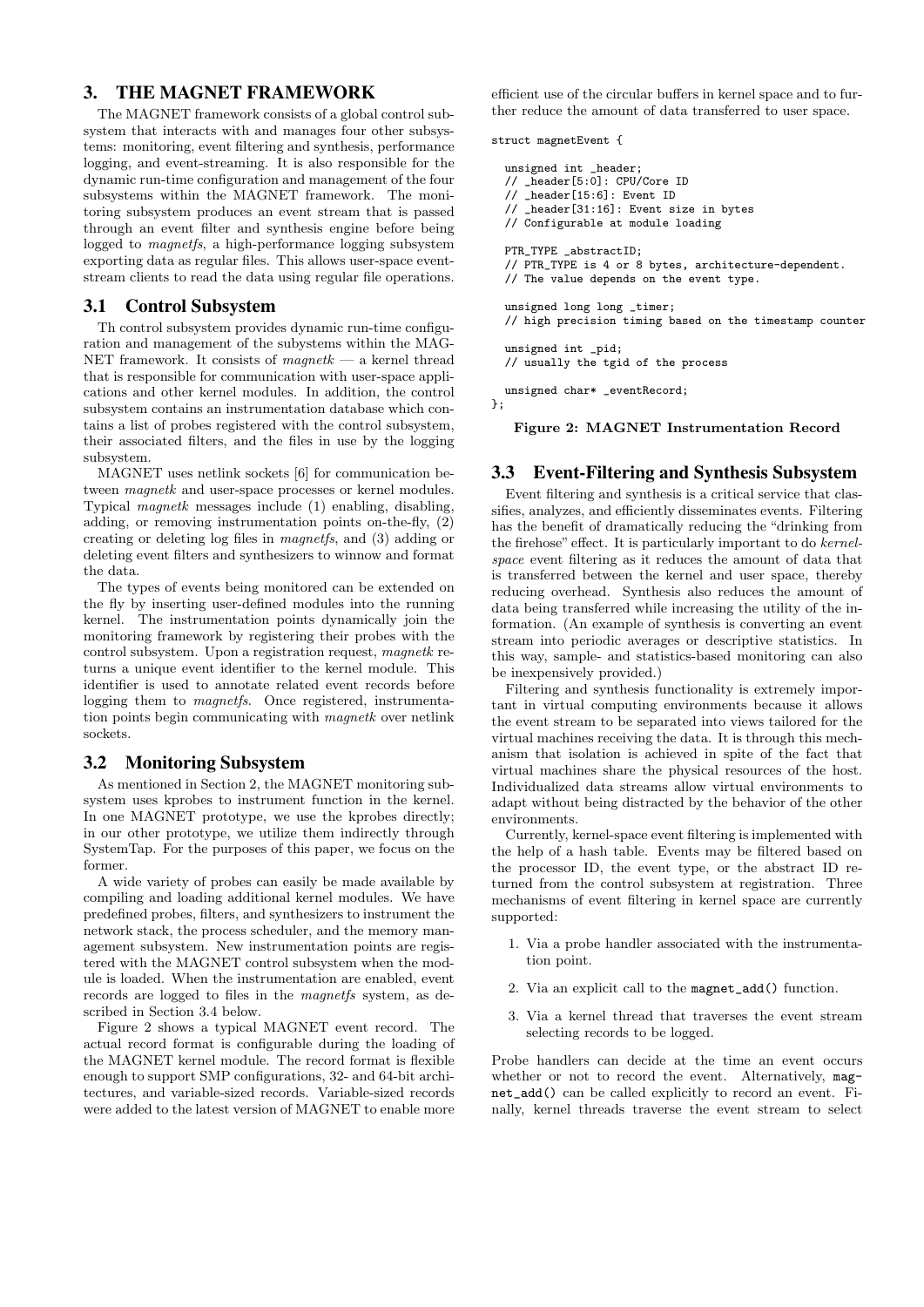## 3. THE MAGNET FRAMEWORK

The MAGNET framework consists of a global control subsystem that interacts with and manages four other subsystems: monitoring, event filtering and synthesis, performance logging, and event-streaming. It is also responsible for the dynamic run-time configuration and management of the four subsystems within the MAGNET framework. The monitoring subsystem produces an event stream that is passed through an event filter and synthesis engine before being logged to *magnetfs*, a high-performance logging subsystem exporting data as regular files. This allows user-space event-stream clients to read the data using regular file operations.

### 3.1 Control Subsystem

Th control subsystem provides dynamic run-time configuration and management of the subsystems within the MAGNET framework. It consists of *magnetk* — a kernel thread that is responsible for communication with user-space applications and other kernel modules. In addition, the control subsystem contains an instrumentation database which contains a list of probes registered with the control subsystem, their associated filters, and the files in use by the logging subsystem.

MAGNET uses netlink sockets [6] for communication between *magnetk* and user-space processes or kernel modules. Typical *magnetk* messages include (1) enabling, disabling, adding, or removing instrumentation points on-the-fly, (2) creating or deleting log files in *magnetfs*, and (3) adding or deleting event filters and synthesizers to winnow and format the data.

The types of events being monitored can be extended on the fly by inserting user-defined modules into the running kernel. The instrumentation points dynamically join the monitoring framework by registering their probes with the control subsystem. Upon a registration request, *magnetk* returns a unique event identifier to the kernel module. This identifier is used to annotate related event records before logging them to *magnetfs*. Once registered, instrumentation points begin communicating with *magnetk* over netlink sockets.

### 3.2 Monitoring Subsystem

As mentioned in Section 2, the MAGNET monitoring subsystem uses kprobes to instrument function in the kernel. In one MAGNET prototype, we use the kprobes directly; in our other prototype, we utilize them indirectly through SystemTap. For the purposes of this paper, we focus on the former.

A wide variety of probes can easily be made available by compiling and loading additional kernel modules. We have predefined probes, filters, and synthesizers to instrument the network stack, the process scheduler, and the memory management subsystem. New instrumentation points are registered with the MAGNET control subsystem when the module is loaded. When the instrumentation are enabled, event records are logged to files in the *magnetfs* system, as described in Section 3.4 below.

Figure 2 shows a typical MAGNET event record. The actual record format is configurable during the loading of the MAGNET kernel module. The record format is flexible enough to support SMP configurations, 32- and 64-bit architectures, and variable-sized records. Variable-sized records were added to the latest version of MAGNET to enable more efficient use of the circular buffers in kernel space and to further reduce the amount of data transferred to user space.

```
struct magnetEvent {

  unsigned int _header;
  // _header[5:0]: CPU/Core ID
  // _header[15:6]: Event ID
  // _header[31:16]: Event size in bytes
  // Configurable at module loading

  PTR_TYPE _abstractID;
  // PTR_TYPE is 4 or 8 bytes, architecture-dependent.
  // The value depends on the event type.

  unsigned long long _timer;
  // high precision timing based on the timestamp counter

  unsigned int _pid;
  // usually the tgid of the process

  unsigned char* _eventRecord;
};
```

**Figure 2: MAGNET Instrumentation Record**

### 3.3 Event-Filtering and Synthesis Subsystem

Event filtering and synthesis is a critical service that classifies, analyzes, and efficiently disseminates events. Filtering has the benefit of dramatically reducing the "drinking from the firehose" effect. It is particularly important to do *kernel-space* event filtering as it reduces the amount of data that is transferred between the kernel and user space, thereby reducing overhead. Synthesis also reduces the amount of data being transferred while increasing the utility of the information. (An example of synthesis is converting an event stream into periodic averages or descriptive statistics. In this way, sample- and statistics-based monitoring can also be inexpensively provided.)

Filtering and synthesis functionality is extremely important in virtual computing environments because it allows the event stream to be separated into views tailored for the virtual machines receiving the data. It is through this mechanism that isolation is achieved in spite of the fact that virtual machines share the physical resources of the host. Individualized data streams allow virtual environments to adapt without being distracted by the behavior of the other environments.

Currently, kernel-space event filtering is implemented with the help of a hash table. Events may be filtered based on the processor ID, the event type, or the abstract ID returned from the control subsystem at registration. Three mechanisms of event filtering in kernel space are currently supported:

1. Via a probe handler associated with the instrumentation point.
2. Via an explicit call to the `magnet_add()` function.
3. Via a kernel thread that traverses the event stream selecting records to be logged.

Probe handlers can decide at the time an event occurs whether or not to record the event. Alternatively, `magnet_add()` can be called explicitly to record an event. Finally, kernel threads traverse the event stream to select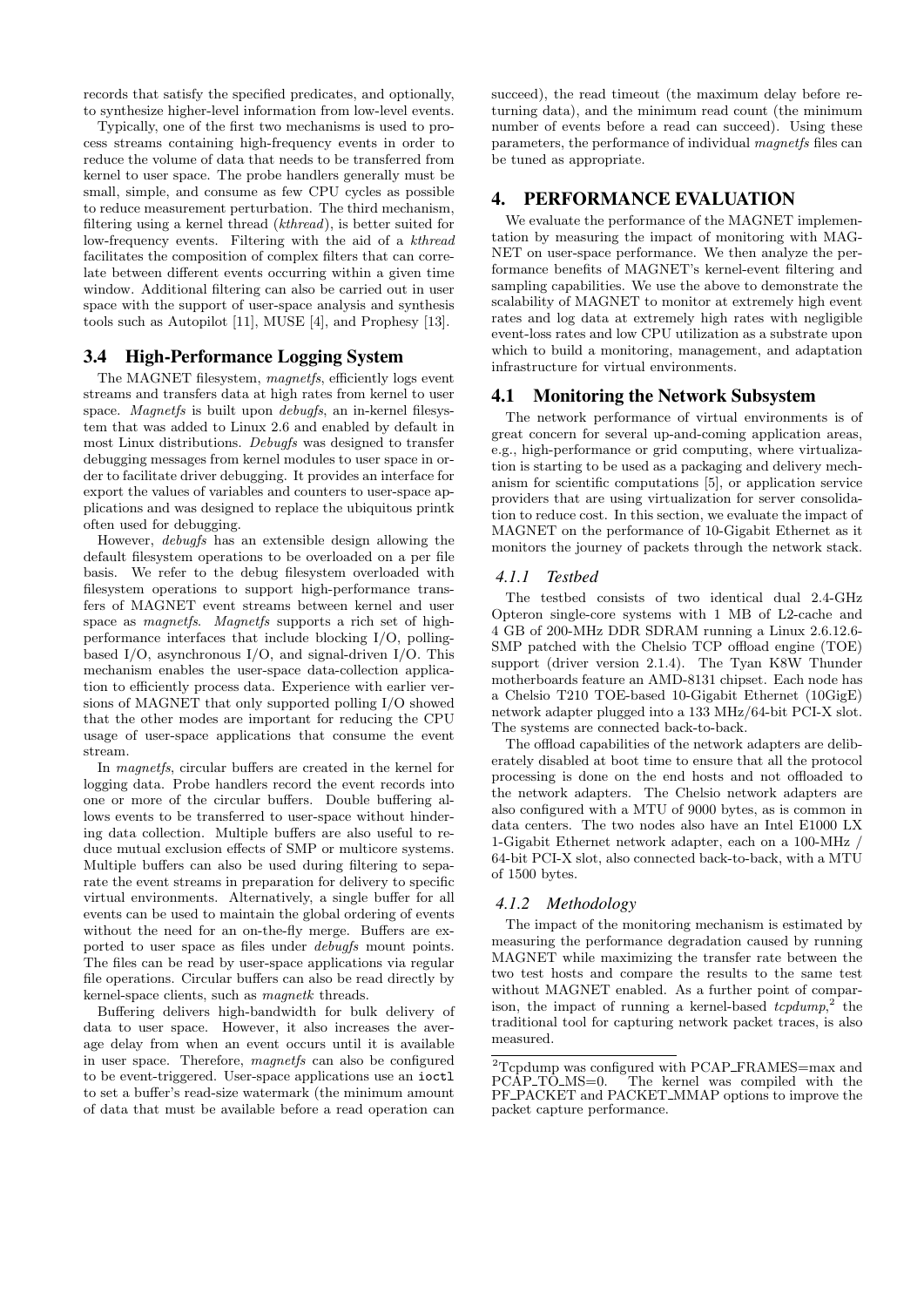records that satisfy the specified predicates, and optionally, to synthesize higher-level information from low-level events.

Typically, one of the first two mechanisms is used to process streams containing high-frequency events in order to reduce the volume of data that needs to be transferred from kernel to user space. The probe handlers generally must be small, simple, and consume as few CPU cycles as possible to reduce measurement perturbation. The third mechanism, filtering using a kernel thread (*kthread*), is better suited for low-frequency events. Filtering with the aid of a *kthread* facilitates the composition of complex filters that can correlate between different events occurring within a given time window. Additional filtering can also be carried out in user space with the support of user-space analysis and synthesis tools such as Autopilot [11], MUSE [4], and Prophesy [13].

### 3.4 High-Performance Logging System

The MAGNET filesystem, *magnetfs*, efficiently logs event streams and transfers data at high rates from kernel to user space. *Magnetfs* is built upon *debugfs*, an in-kernel filesystem that was added to Linux 2.6 and enabled by default in most Linux distributions. *Debugfs* was designed to transfer debugging messages from kernel modules to user space in order to facilitate driver debugging. It provides an interface for export the values of variables and counters to user-space applications and was designed to replace the ubiquitous printk often used for debugging.

However, *debugfs* has an extensible design allowing the default filesystem operations to be overloaded on a per file basis. We refer to the debug filesystem overloaded with filesystem operations to support high-performance transfers of MAGNET event streams between kernel and user space as *magnetfs*. *Magnetfs* supports a rich set of high-performance interfaces that include blocking I/O, polling-based I/O, asynchronous I/O, and signal-driven I/O. This mechanism enables the user-space data-collection application to efficiently process data. Experience with earlier versions of MAGNET that only supported polling I/O showed that the other modes are important for reducing the CPU usage of user-space applications that consume the event stream.

In *magnetfs*, circular buffers are created in the kernel for logging data. Probe handlers record the event records into one or more of the circular buffers. Double buffering allows events to be transferred to user-space without hindering data collection. Multiple buffers are also useful to reduce mutual exclusion effects of SMP or multicore systems. Multiple buffers can also be used during filtering to separate the event streams in preparation for delivery to specific virtual environments. Alternatively, a single buffer for all events can be used to maintain the global ordering of events without the need for an on-the-fly merge. Buffers are exported to user space as files under *debugfs* mount points. The files can be read by user-space applications via regular file operations. Circular buffers can also be read directly by kernel-space clients, such as *magnetk* threads.

Buffering delivers high-bandwidth for bulk delivery of data to user space. However, it also increases the average delay from when an event occurs until it is available in user space. Therefore, *magnetfs* can also be configured to be event-triggered. User-space applications use an `ioctl` to set a buffer's read-size watermark (the minimum amount of data that must be available before a read operation can succeed), the read timeout (the maximum delay before returning data), and the minimum read count (the minimum number of events before a read can succeed). Using these parameters, the performance of individual *magnetfs* files can be tuned as appropriate.

## 4. PERFORMANCE EVALUATION

We evaluate the performance of the MAGNET implementation by measuring the impact of monitoring with MAGNET on user-space performance. We then analyze the performance benefits of MAGNET's kernel-event filtering and sampling capabilities. We use the above to demonstrate the scalability of MAGNET to monitor at extremely high event rates and log data at extremely high rates with negligible event-loss rates and low CPU utilization as a substrate upon which to build a monitoring, management, and adaptation infrastructure for virtual environments.

### 4.1 Monitoring the Network Subsystem

The network performance of virtual environments is of great concern for several up-and-coming application areas, e.g., high-performance or grid computing, where virtualization is starting to be used as a packaging and delivery mechanism for scientific computations [5], or application service providers that are using virtualization for server consolidation to reduce cost. In this section, we evaluate the impact of MAGNET on the performance of 10-Gigabit Ethernet as it monitors the journey of packets through the network stack.

#### 4.1.1 Testbed

The testbed consists of two identical dual 2.4-GHz Opteron single-core systems with 1 MB of L2-cache and 4 GB of 200-MHz DDR SDRAM running a Linux 2.6.12.6-SMP patched with the Chelsio TCP offload engine (TOE) support (driver version 2.1.4). The Tyan K8W Thunder motherboards feature an AMD-8131 chipset. Each node has a Chelsio T210 TOE-based 10-Gigabit Ethernet (10GigE) network adapter plugged into a 133 MHz/64-bit PCI-X slot. The systems are connected back-to-back.

The offload capabilities of the network adapters are deliberately disabled at boot time to ensure that all the protocol processing is done on the end hosts and not offloaded to the network adapters. The Chelsio network adapters are also configured with a MTU of 9000 bytes, as is common in data centers. The two nodes also have an Intel E1000 LX 1-Gigabit Ethernet network adapter, each on a 100-MHz / 64-bit PCI-X slot, also connected back-to-back, with a MTU of 1500 bytes.

#### 4.1.2 Methodology

The impact of the monitoring mechanism is estimated by measuring the performance degradation caused by running MAGNET while maximizing the transfer rate between the two test hosts and compare the results to the same test without MAGNET enabled. As a further point of comparison, the impact of running a kernel-based *tcpdump*,[2] the traditional tool for capturing network packet traces, is also measured.

[2]Tcpdump was configured with PCAP_FRAMES=max and PCAP_TO_MS=0. The kernel was compiled with the PF_PACKET and PACKET_MMAP options to improve the packet capture performance.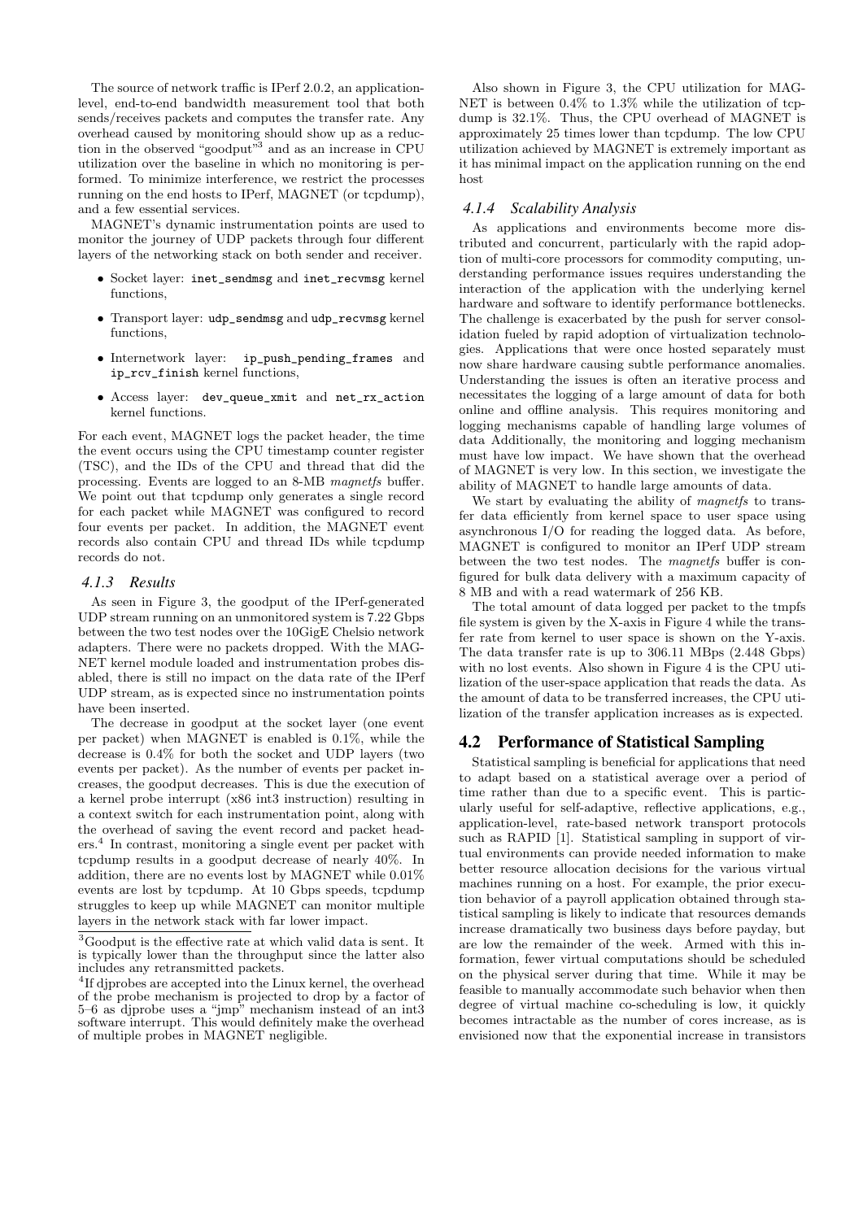The source of network traffic is IPerf 2.0.2, an application-level, end-to-end bandwidth measurement tool that both sends/receives packets and computes the transfer rate. Any overhead caused by monitoring should show up as a reduction in the observed "goodput"[3] and as an increase in CPU utilization over the baseline in which no monitoring is performed. To minimize interference, we restrict the processes running on the end hosts to IPerf, MAGNET (or tcpdump), and a few essential services.

MAGNET's dynamic instrumentation points are used to monitor the journey of UDP packets through four different layers of the networking stack on both sender and receiver.

- Socket layer: `inet_sendmsg` and `inet_recvmsg` kernel functions,
- Transport layer: `udp_sendmsg` and `udp_recvmsg` kernel functions,
- Internetwork layer: `ip_push_pending_frames` and `ip_rcv_finish` kernel functions,
- Access layer: `dev_queue_xmit` and `net_rx_action` kernel functions.

For each event, MAGNET logs the packet header, the time the event occurs using the CPU timestamp counter register (TSC), and the IDs of the CPU and thread that did the processing. Events are logged to an 8-MB *magnetfs* buffer. We point out that tcpdump only generates a single record for each packet while MAGNET was configured to record four events per packet. In addition, the MAGNET event records also contain CPU and thread IDs while tcpdump records do not.

### 4.1.3 Results

As seen in Figure 3, the goodput of the IPerf-generated UDP stream running on an unmonitored system is 7.22 Gbps between the two test nodes over the 10GigE Chelsio network adapters. There were no packets dropped. With the MAGNET kernel module loaded and instrumentation probes disabled, there is still no impact on the data rate of the IPerf UDP stream, as is expected since no instrumentation points have been inserted.

The decrease in goodput at the socket layer (one event per packet) when MAGNET is enabled is 0.1%, while the decrease is 0.4% for both the socket and UDP layers (two events per packet). As the number of events per packet increases, the goodput decreases. This is due the execution of a kernel probe interrupt (x86 int3 instruction) resulting in a context switch for each instrumentation point, along with the overhead of saving the event record and packet headers.[4] In contrast, monitoring a single event per packet with tcpdump results in a goodput decrease of nearly 40%. In addition, there are no events lost by MAGNET while 0.01% events are lost by tcpdump. At 10 Gbps speeds, tcpdump struggles to keep up while MAGNET can monitor multiple layers in the network stack with far lower impact.

[3]Goodput is the effective rate at which valid data is sent. It is typically lower than the throughput since the latter also includes any retransmitted packets.

[4]If djprobes are accepted into the Linux kernel, the overhead of the probe mechanism is projected to drop by a factor of 5–6 as djprobe uses a "jmp" mechanism instead of an int3 software interrupt. This would definitely make the overhead of multiple probes in MAGNET negligible.

Also shown in Figure 3, the CPU utilization for MAGNET is between 0.4% to 1.3% while the utilization of tcpdump is 32.1%. Thus, the CPU overhead of MAGNET is approximately 25 times lower than tcpdump. The low CPU utilization achieved by MAGNET is extremely important as it has minimal impact on the application running on the end host

### 4.1.4 Scalability Analysis

As applications and environments become more distributed and concurrent, particularly with the rapid adoption of multi-core processors for commodity computing, understanding performance issues requires understanding the interaction of the application with the underlying kernel hardware and software to identify performance bottlenecks. The challenge is exacerbated by the push for server consolidation fueled by rapid adoption of virtualization technologies. Applications that were once hosted separately must now share hardware causing subtle performance anomalies. Understanding the issues is often an iterative process and necessitates the logging of a large amount of data for both online and offline analysis. This requires monitoring and logging mechanisms capable of handling large volumes of data Additionally, the monitoring and logging mechanism must have low impact. We have shown that the overhead of MAGNET is very low. In this section, we investigate the ability of MAGNET to handle large amounts of data.

We start by evaluating the ability of *magnetfs* to transfer data efficiently from kernel space to user space using asynchronous I/O for reading the logged data. As before, MAGNET is configured to monitor an IPerf UDP stream between the two test nodes. The *magnetfs* buffer is configured for bulk data delivery with a maximum capacity of 8 MB and with a read watermark of 256 KB.

The total amount of data logged per packet to the tmpfs file system is given by the X-axis in Figure 4 while the transfer rate from kernel to user space is shown on the Y-axis. The data transfer rate is up to 306.11 MBps (2.448 Gbps) with no lost events. Also shown in Figure 4 is the CPU utilization of the user-space application that reads the data. As the amount of data to be transferred increases, the CPU utilization of the transfer application increases as is expected.

## 4.2 Performance of Statistical Sampling

Statistical sampling is beneficial for applications that need to adapt based on a statistical average over a period of time rather than due to a specific event. This is particularly useful for self-adaptive, reflective applications, e.g., application-level, rate-based network transport protocols such as RAPID [1]. Statistical sampling in support of virtual environments can provide needed information to make better resource allocation decisions for the various virtual machines running on a host. For example, the prior execution behavior of a payroll application obtained through statistical sampling is likely to indicate that resources demands increase dramatically two business days before payday, but are low the remainder of the week. Armed with this information, fewer virtual computations should be scheduled on the physical server during that time. While it may be feasible to manually accommodate such behavior when then degree of virtual machine co-scheduling is low, it quickly becomes intractable as the number of cores increase, as is envisioned now that the exponential increase in transistors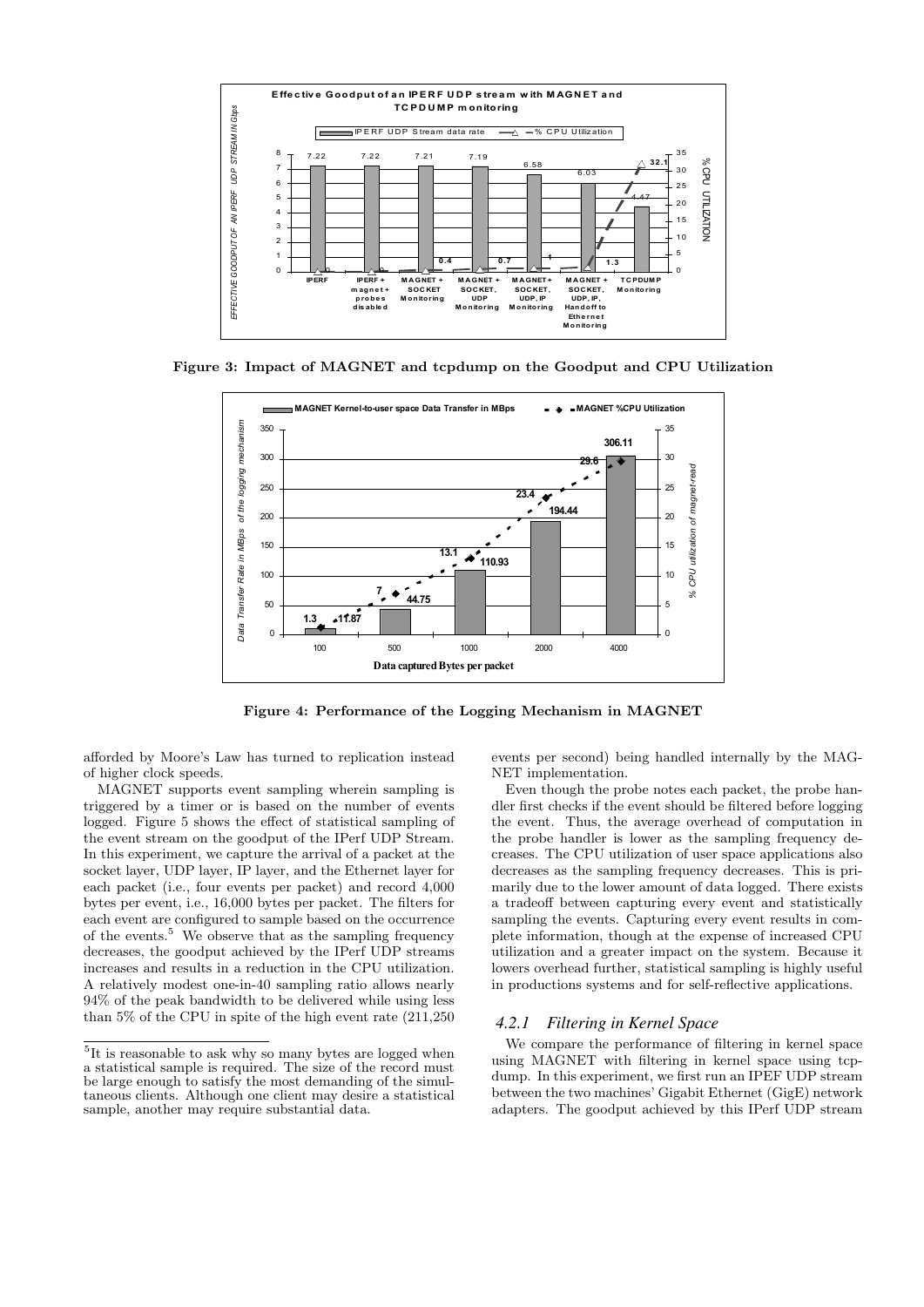Figure 3: Impact of MAGNET and tcpdump on the Goodput and CPU Utilization

Figure 4: Performance of the Logging Mechanism in MAGNET

afforded by Moore's Law has turned to replication instead of higher clock speeds.

MAGNET supports event sampling wherein sampling is triggered by a timer or is based on the number of events logged. Figure 5 shows the effect of statistical sampling of the event stream on the goodput of the IPerf UDP Stream. In this experiment, we capture the arrival of a packet at the socket layer, UDP layer, IP layer, and the Ethernet layer for each packet (i.e., four events per packet) and record 4,000 bytes per event, i.e., 16,000 bytes per packet. The filters for each event are configured to sample based on the occurrence of the events.[5] We observe that as the sampling frequency decreases, the goodput achieved by the IPerf UDP streams increases and results in a reduction in the CPU utilization. A relatively modest one-in-40 sampling ratio allows nearly 94% of the peak bandwidth to be delivered while using less than 5% of the CPU in spite of the high event rate (211,250 events per second) being handled internally by the MAGNET implementation.

Even though the probe notes each packet, the probe handler first checks if the event should be filtered before logging the event. Thus, the average overhead of computation in the probe handler is lower as the sampling frequency decreases. The CPU utilization of user space applications also decreases as the sampling frequency decreases. This is primarily due to the lower amount of data logged. There exists a tradeoff between capturing every event and statistically sampling the events. Capturing every event results in complete information, though at the expense of increased CPU utilization and a greater impact on the system. Because it lowers overhead further, statistical sampling is highly useful in productions systems and for self-reflective applications.

### 4.2.1 Filtering in Kernel Space

We compare the performance of filtering in kernel space using MAGNET with filtering in kernel space using tcpdump. In this experiment, we first run an IPEF UDP stream between the two machines' Gigabit Ethernet (GigE) network adapters. The goodput achieved by this IPerf UDP stream

[5]It is reasonable to ask why so many bytes are logged when a statistical sample is required. The size of the record must be large enough to satisfy the most demanding of the simultaneous clients. Although one client may desire a statistical sample, another may require substantial data.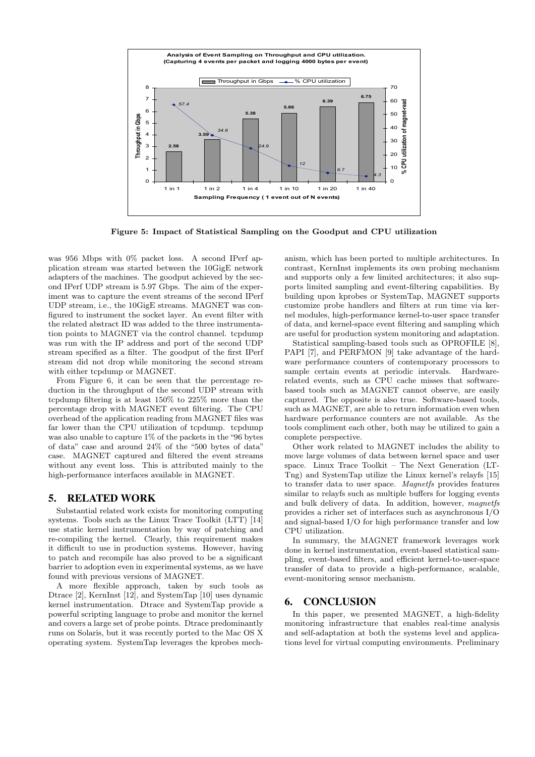Figure 5: Impact of Statistical Sampling on the Goodput and CPU utilization

was 956 Mbps with 0% packet loss. A second IPerf application stream was started between the 10GigE network adapters of the machines. The goodput achieved by the second IPerf UDP stream is 5.97 Gbps. The aim of the experiment was to capture the event streams of the second IPerf UDP stream, i.e., the 10GigE streams. MAGNET was configured to instrument the socket layer. An event filter with the related abstract ID was added to the three instrumentation points to MAGNET via the control channel. tcpdump was run with the IP address and port of the second UDP stream specified as a filter. The goodput of the first IPerf stream did not drop while monitoring the second stream with either tcpdump or MAGNET.

From Figure 6, it can be seen that the percentage reduction in the throughput of the second UDP stream with tcpdump filtering is at least 150% to 225% more than the percentage drop with MAGNET event filtering. The CPU overhead of the application reading from MAGNET files was far lower than the CPU utilization of tcpdump. tcpdump was also unable to capture 1% of the packets in the "96 bytes of data" case and around 24% of the "500 bytes of data" case. MAGNET captured and filtered the event streams without any event loss. This is attributed mainly to the high-performance interfaces available in MAGNET.

## 5. RELATED WORK

Substantial related work exists for monitoring computing systems. Tools such as the Linux Trace Toolkit (LTT) [14] use static kernel instrumentation by way of patching and re-compiling the kernel. Clearly, this requirement makes it difficult to use in production systems. However, having to patch and recompile has also proved to be a significant barrier to adoption even in experimental systems, as we have found with previous versions of MAGNET.

A more flexible approach, taken by such tools as Dtrace [2], KernInst [12], and SystemTap [10] uses dynamic kernel instrumentation. Dtrace and SystemTap provide a powerful scripting language to probe and monitor the kernel and covers a large set of probe points. Dtrace predominantly runs on Solaris, but it was recently ported to the Mac OS X operating system. SystemTap leverages the kprobes mechanism, which has been ported to multiple architectures. In contrast, KernInst implements its own probing mechanism and supports only a few limited architectures; it also supports limited sampling and event-filtering capabilities. By building upon kprobes or SystemTap, MAGNET supports customize probe handlers and filters at run time via kernel modules, high-performance kernel-to-user space transfer of data, and kernel-space event filtering and sampling which are useful for production system monitoring and adaptation.

Statistical sampling-based tools such as OPROFILE [8], PAPI [7], and PERFMON [9] take advantage of the hardware performance counters of contemporary processors to sample certain events at periodic intervals. Hardware-related events, such as CPU cache misses that software-based tools such as MAGNET cannot observe, are easily captured. The opposite is also true. Software-based tools, such as MAGNET, are able to return information even when hardware performance counters are not available. As the tools compliment each other, both may be utilized to gain a complete perspective.

Other work related to MAGNET includes the ability to move large volumes of data between kernel space and user space. Linux Trace Toolkit – The Next Generation (LTTng) and SystemTap utilize the Linux kernel's relayfs [15] to transfer data to user space. *Magnetfs* provides features similar to relayfs such as multiple buffers for logging events and bulk delivery of data. In addition, however, *magnetfs* provides a richer set of interfaces such as asynchronous I/O and signal-based I/O for high performance transfer and low CPU utilization.

In summary, the MAGNET framework leverages work done in kernel instrumentation, event-based statistical sampling, event-based filters, and efficient kernel-to-user-space transfer of data to provide a high-performance, scalable, event-monitoring sensor mechanism.

## 6. CONCLUSION

In this paper, we presented MAGNET, a high-fidelity monitoring infrastructure that enables real-time analysis and self-adaptation at both the systems level and applications level for virtual computing environments. Preliminary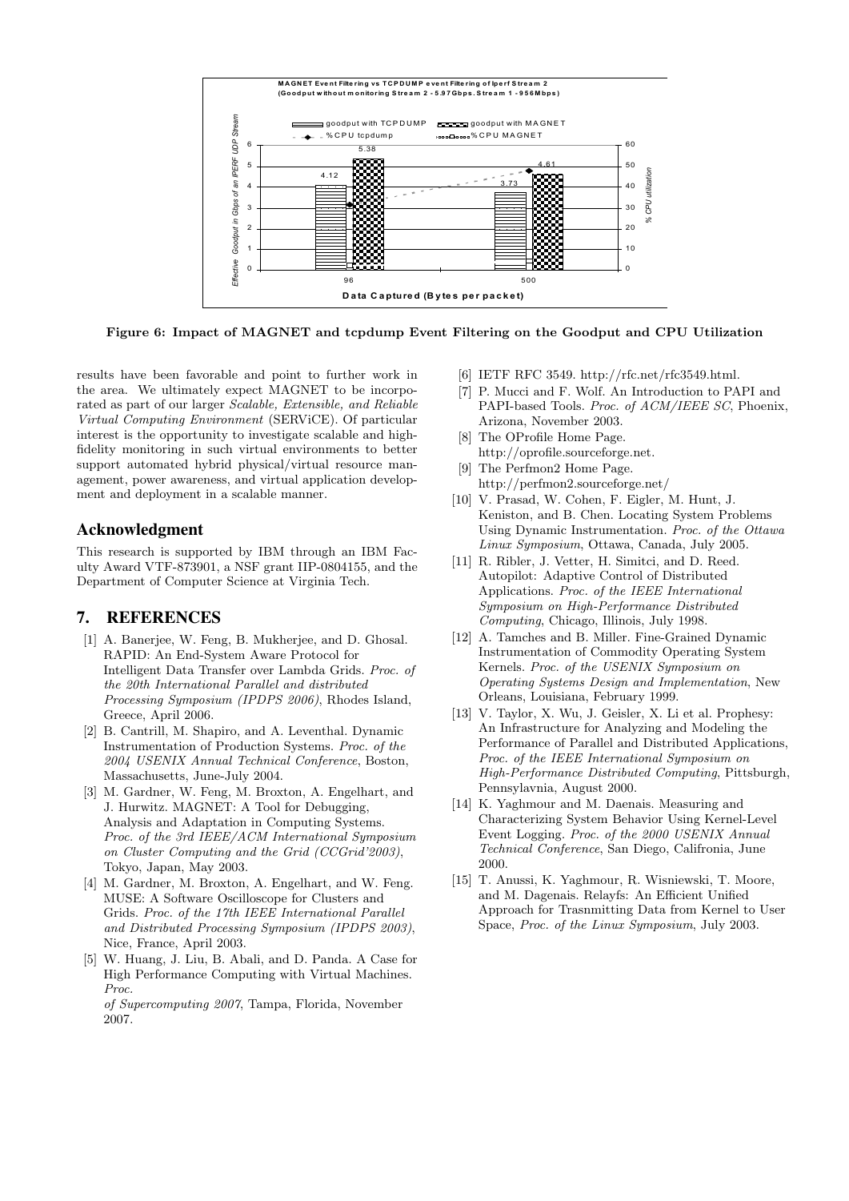MAGNET Event Filtering vs TCPDUMP event Filtering of Iperf Stream 2
(Goodput without monitoring Stream 2 - 5.97Gbps. Stream 1 - 956Mbps)

goodput with TCPDUMP
goodput with MAGNET
% CPU tcpdump
% CPU MAGNET

Effective Goodput in Gbps of an IPERF UDP Stream

% CPU utilization

0
1
2
3
4
5
6

0
10
20
30
40
50
60

4.12
5.38
3.73
4.61

96
500

Data Captured (Bytes per packet)

**Figure 6: Impact of MAGNET and tcpdump Event Filtering on the Goodput and CPU Utilization**

results have been favorable and point to further work in the area. We ultimately expect MAGNET to be incorporated as part of our larger *Scalable, Extensible, and Reliable Virtual Computing Environment* (SERViCE). Of particular interest is the opportunity to investigate scalable and high-fidelity monitoring in such virtual environments to better support automated hybrid physical/virtual resource management, power awareness, and virtual application development and deployment in a scalable manner.

## Acknowledgment

This research is supported by IBM through an IBM Faculty Award VTF-873901, a NSF grant IIP-0804155, and the Department of Computer Science at Virginia Tech.

## 7. REFERENCES

[1] A. Banerjee, W. Feng, B. Mukherjee, and D. Ghosal. RAPID: An End-System Aware Protocol for Intelligent Data Transfer over Lambda Grids. *Proc. of the 20th International Parallel and distributed Processing Symposium (IPDPS 2006)*, Rhodes Island, Greece, April 2006.

[2] B. Cantrill, M. Shapiro, and A. Leventhal. Dynamic Instrumentation of Production Systems. *Proc. of the 2004 USENIX Annual Technical Conference*, Boston, Massachusetts, June-July 2004.

[3] M. Gardner, W. Feng, M. Broxton, A. Engelhart, and J. Hurwitz. MAGNET: A Tool for Debugging, Analysis and Adaptation in Computing Systems. *Proc. of the 3rd IEEE/ACM International Symposium on Cluster Computing and the Grid (CCGrid'2003)*, Tokyo, Japan, May 2003.

[4] M. Gardner, M. Broxton, A. Engelhart, and W. Feng. MUSE: A Software Oscilloscope for Clusters and Grids. *Proc. of the 17th IEEE International Parallel and Distributed Processing Symposium (IPDPS 2003)*, Nice, France, April 2003.

[5] W. Huang, J. Liu, B. Abali, and D. Panda. A Case for High Performance Computing with Virtual Machines. *Proc. of Supercomputing 2007*, Tampa, Florida, November 2007.

[6] IETF RFC 3549. http://rfc.net/rfc3549.html.

[7] P. Mucci and F. Wolf. An Introduction to PAPI and PAPI-based Tools. *Proc. of ACM/IEEE SC*, Phoenix, Arizona, November 2003.

[8] The OProfile Home Page. http://oprofile.sourceforge.net.

[9] The Perfmon2 Home Page. http://perfmon2.sourceforge.net/

[10] V. Prasad, W. Cohen, F. Eigler, M. Hunt, J. Keniston, and B. Chen. Locating System Problems Using Dynamic Instrumentation. *Proc. of the Ottawa Linux Symposium*, Ottawa, Canada, July 2005.

[11] R. Ribler, J. Vetter, H. Simitci, and D. Reed. Autopilot: Adaptive Control of Distributed Applications. *Proc. of the IEEE International Symposium on High-Performance Distributed Computing*, Chicago, Illinois, July 1998.

[12] A. Tamches and B. Miller. Fine-Grained Dynamic Instrumentation of Commodity Operating System Kernels. *Proc. of the USENIX Symposium on Operating Systems Design and Implementation*, New Orleans, Louisiana, February 1999.

[13] V. Taylor, X. Wu, J. Geisler, X. Li et al. Prophesy: An Infrastructure for Analyzing and Modeling the Performance of Parallel and Distributed Applications, *Proc. of the IEEE International Symposium on High-Performance Distributed Computing*, Pittsburgh, Pennsylavnia, August 2000.

[14] K. Yaghmour and M. Daenais. Measuring and Characterizing System Behavior Using Kernel-Level Event Logging. *Proc. of the 2000 USENIX Annual Technical Conference*, San Diego, Califronia, June 2000.

[15] T. Anussi, K. Yaghmour, R. Wisniewski, T. Moore, and M. Dagenais. Relayfs: An Efficient Unified Approach for Trasnmitting Data from Kernel to User Space, *Proc. of the Linux Symposium*, July 2003.